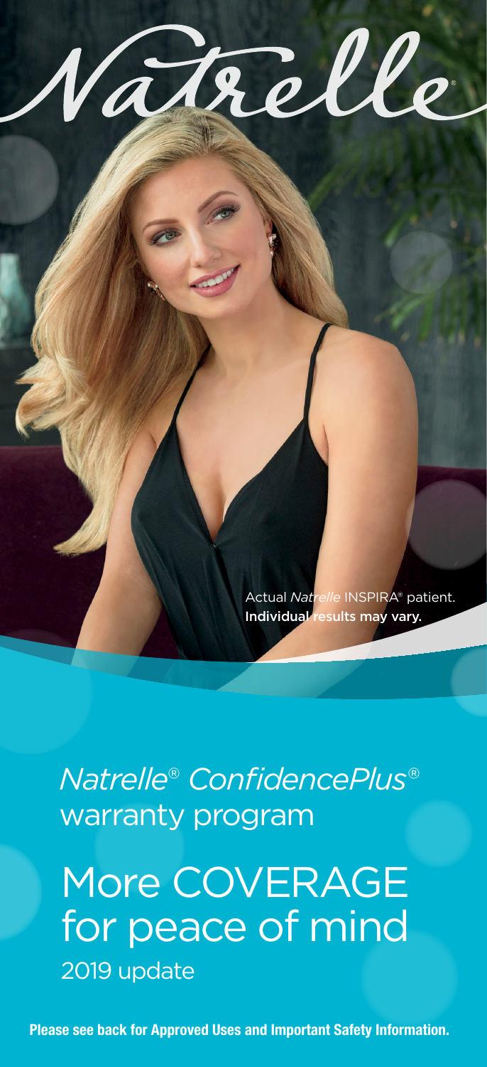# Natrelle®

Actual *Natrelle* INSPIRA® patient.
**Individual results may vary.**

*Natrelle® ConfidencePlus®*
warranty program

## More COVERAGE for peace of mind

2019 update

**Please see back for Approved Uses and Important Safety Information.**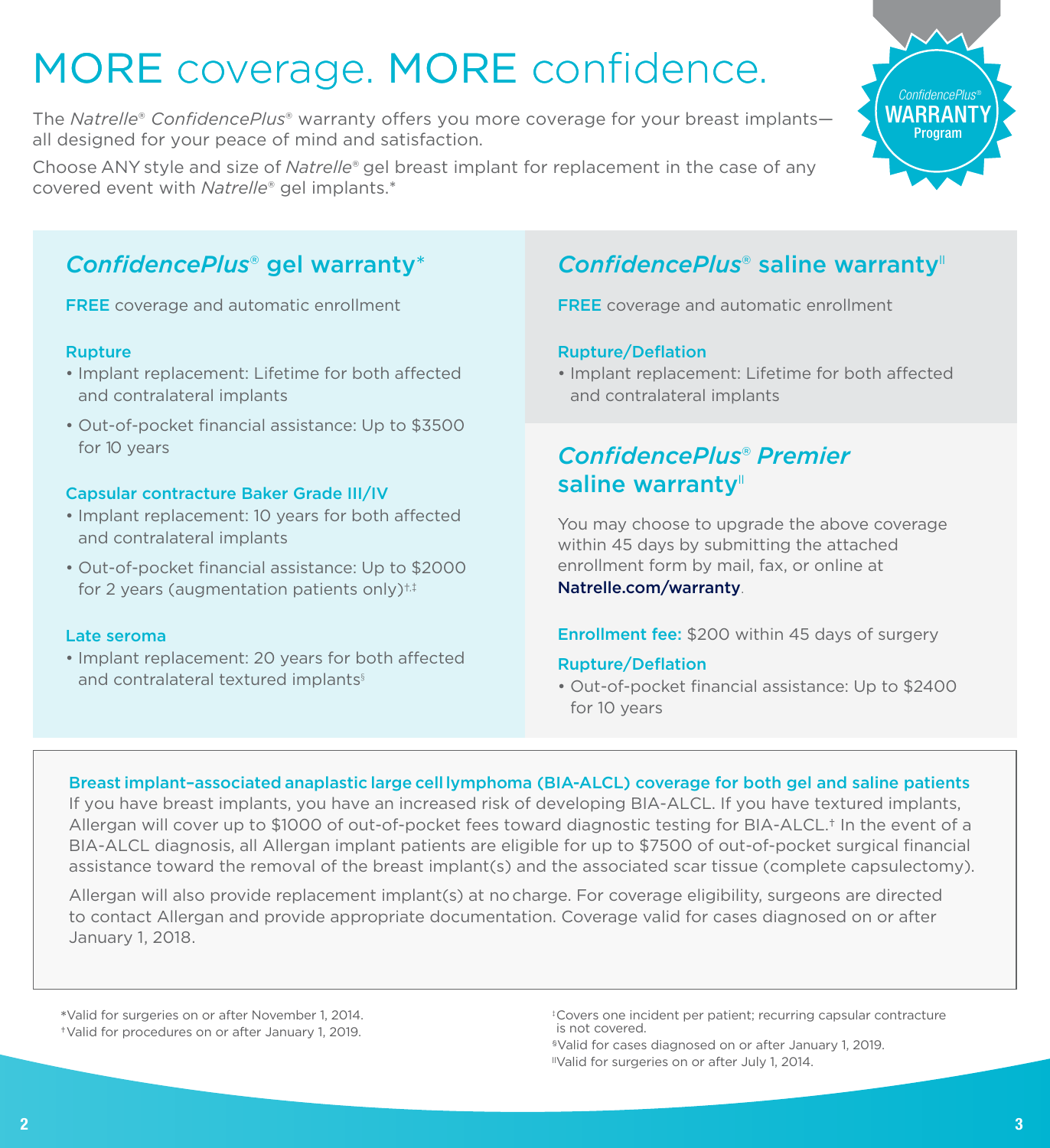# MORE coverage. MORE confidence.

The *Natrelle*® *ConfidencePlus*® warranty offers you more coverage for your breast implants—all designed for your peace of mind and satisfaction.

Choose ANY style and size of *Natrelle*® gel breast implant for replacement in the case of any covered event with *Natrelle*® gel implants.*

ConfidencePlus® WARRANTY Program

## *ConfidencePlus*® gel warranty*

**FREE** coverage and automatic enrollment

### Rupture

- Implant replacement: Lifetime for both affected and contralateral implants
- Out-of-pocket financial assistance: Up to $3500 for 10 years

### Capsular contracture Baker Grade III/IV

- Implant replacement: 10 years for both affected and contralateral implants
- Out-of-pocket financial assistance: Up to $2000 for 2 years (augmentation patients only)†,‡

### Late seroma

- Implant replacement: 20 years for both affected and contralateral textured implants§

## *ConfidencePlus*® saline warranty‖

**FREE** coverage and automatic enrollment

### Rupture/Deflation

- Implant replacement: Lifetime for both affected and contralateral implants

## *ConfidencePlus*® *Premier* saline warranty‖

You may choose to upgrade the above coverage within 45 days by submitting the attached enrollment form by mail, fax, or online at **Natrelle.com/warranty**.

**Enrollment fee:** $200 within 45 days of surgery

### Rupture/Deflation

- Out-of-pocket financial assistance: Up to $2400 for 10 years

### Breast implant–associated anaplastic large cell lymphoma (BIA-ALCL) coverage for both gel and saline patients

If you have breast implants, you have an increased risk of developing BIA-ALCL. If you have textured implants, Allergan will cover up to $1000 of out-of-pocket fees toward diagnostic testing for BIA-ALCL.† In the event of a BIA-ALCL diagnosis, all Allergan implant patients are eligible for up to $7500 of out-of-pocket surgical financial assistance toward the removal of the breast implant(s) and the associated scar tissue (complete capsulectomy).

Allergan will also provide replacement implant(s) at no charge. For coverage eligibility, surgeons are directed to contact Allergan and provide appropriate documentation. Coverage valid for cases diagnosed on or after January 1, 2018.

*Valid for surgeries on or after November 1, 2014.
†Valid for procedures on or after January 1, 2019.
‡Covers one incident per patient; recurring capsular contracture is not covered.
§Valid for cases diagnosed on or after January 1, 2019.
‖Valid for surgeries on or after July 1, 2014.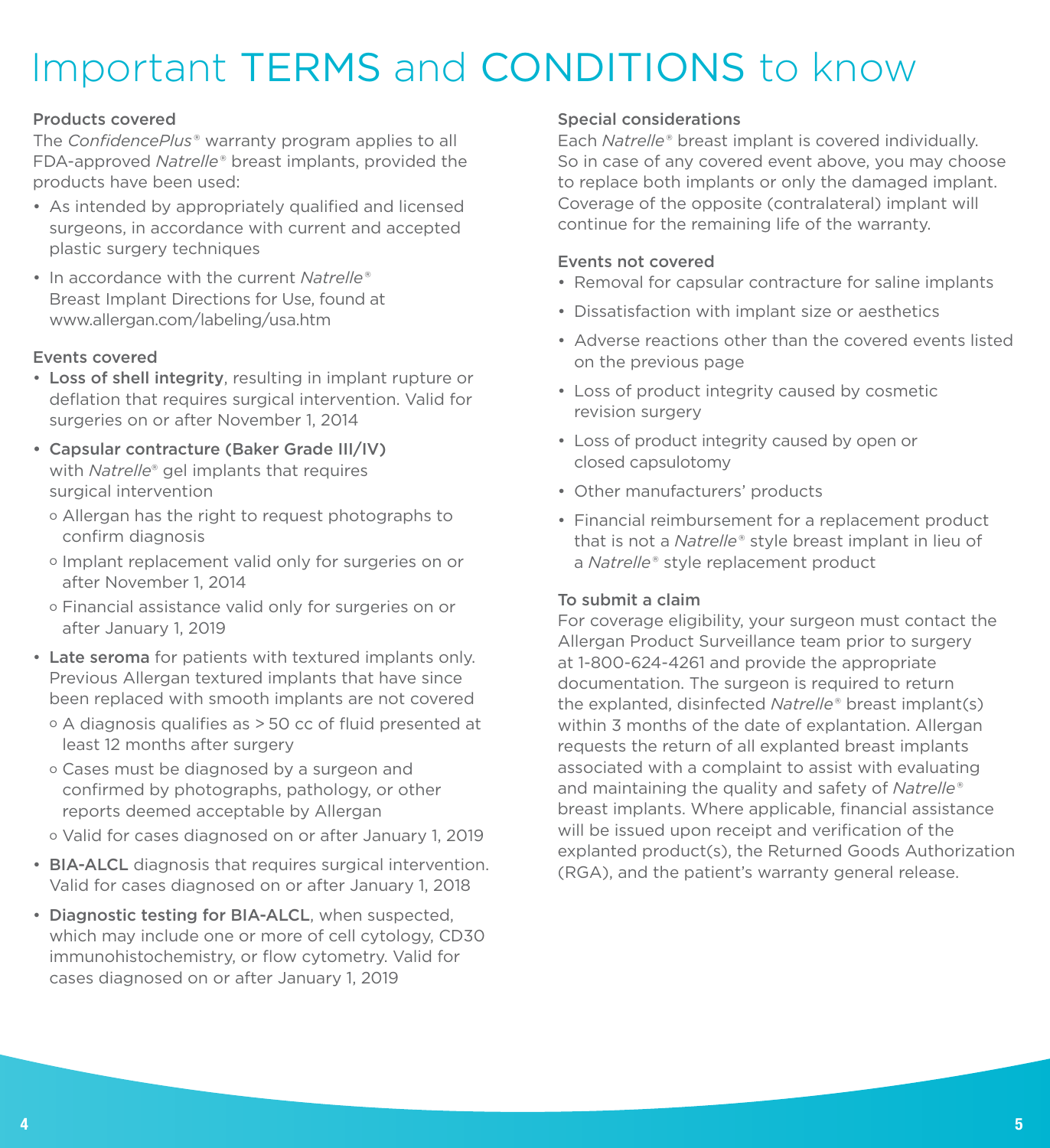# Important TERMS and CONDITIONS to know

### Products covered

The *ConfidencePlus*® warranty program applies to all FDA-approved *Natrelle*® breast implants, provided the products have been used:

- As intended by appropriately qualified and licensed surgeons, in accordance with current and accepted plastic surgery techniques
- In accordance with the current *Natrelle*® Breast Implant Directions for Use, found at www.allergan.com/labeling/usa.htm

### Events covered

- **Loss of shell integrity**, resulting in implant rupture or deflation that requires surgical intervention. Valid for surgeries on or after November 1, 2014
- **Capsular contracture (Baker Grade III/IV)** with *Natrelle*® gel implants that requires surgical intervention
  - Allergan has the right to request photographs to confirm diagnosis
  - Implant replacement valid only for surgeries on or after November 1, 2014
  - Financial assistance valid only for surgeries on or after January 1, 2019
- **Late seroma** for patients with textured implants only. Previous Allergan textured implants that have since been replaced with smooth implants are not covered
  - A diagnosis qualifies as > 50 cc of fluid presented at least 12 months after surgery
  - Cases must be diagnosed by a surgeon and confirmed by photographs, pathology, or other reports deemed acceptable by Allergan
  - Valid for cases diagnosed on or after January 1, 2019
- **BIA-ALCL** diagnosis that requires surgical intervention. Valid for cases diagnosed on or after January 1, 2018
- **Diagnostic testing for BIA-ALCL**, when suspected, which may include one or more of cell cytology, CD30 immunohistochemistry, or flow cytometry. Valid for cases diagnosed on or after January 1, 2019

### Special considerations

Each *Natrelle*® breast implant is covered individually. So in case of any covered event above, you may choose to replace both implants or only the damaged implant. Coverage of the opposite (contralateral) implant will continue for the remaining life of the warranty.

### Events not covered

- Removal for capsular contracture for saline implants
- Dissatisfaction with implant size or aesthetics
- Adverse reactions other than the covered events listed on the previous page
- Loss of product integrity caused by cosmetic revision surgery
- Loss of product integrity caused by open or closed capsulotomy
- Other manufacturers' products
- Financial reimbursement for a replacement product that is not a *Natrelle*® style breast implant in lieu of a *Natrelle*® style replacement product

### To submit a claim

For coverage eligibility, your surgeon must contact the Allergan Product Surveillance team prior to surgery at 1-800-624-4261 and provide the appropriate documentation. The surgeon is required to return the explanted, disinfected *Natrelle*® breast implant(s) within 3 months of the date of explantation. Allergan requests the return of all explanted breast implants associated with a complaint to assist with evaluating and maintaining the quality and safety of *Natrelle*® breast implants. Where applicable, financial assistance will be issued upon receipt and verification of the explanted product(s), the Returned Goods Authorization (RGA), and the patient's warranty general release.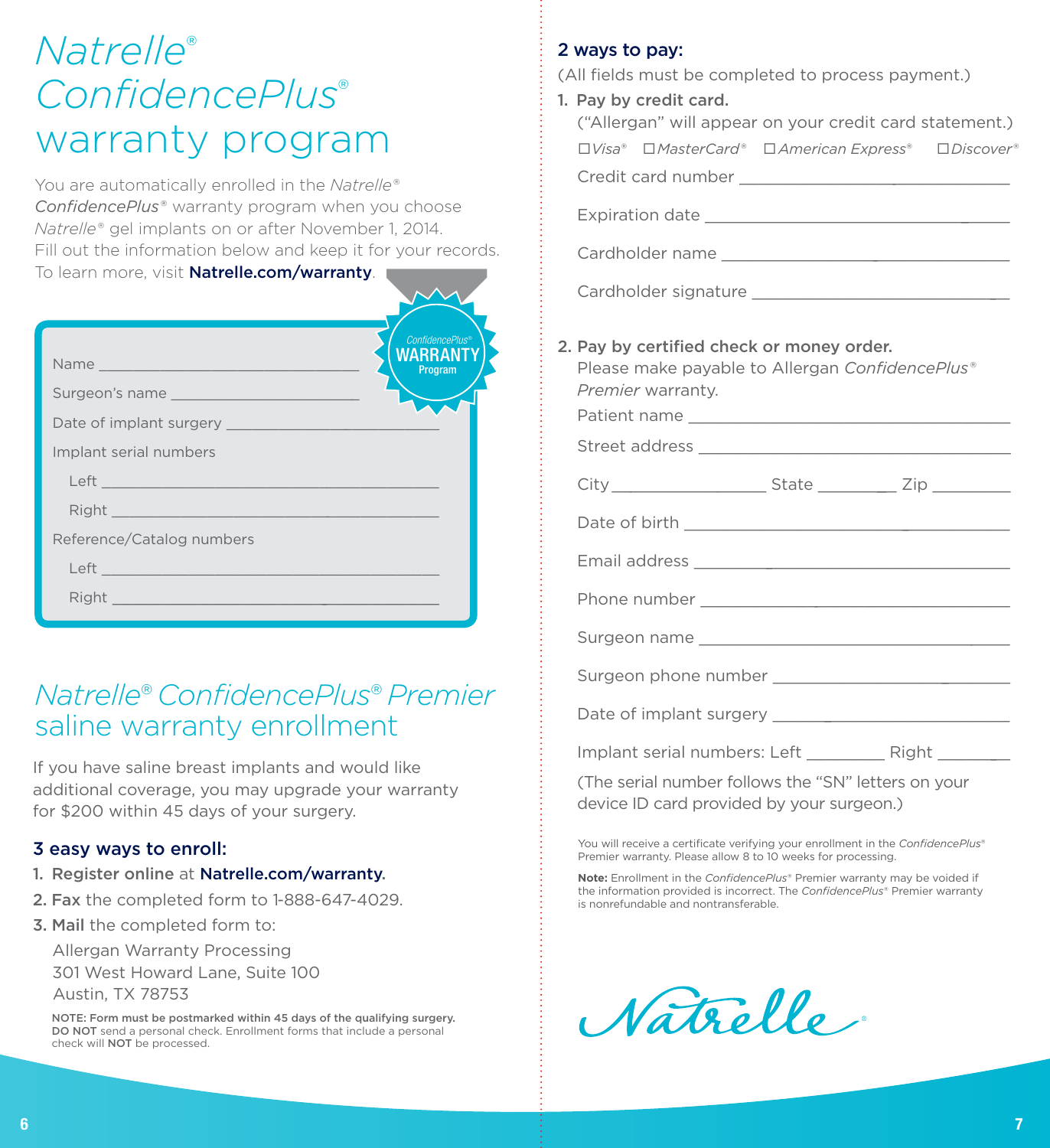# *Natrelle*® *ConfidencePlus*® warranty program

You are automatically enrolled in the *Natrelle*® *ConfidencePlus*® warranty program when you choose *Natrelle*® gel implants on or after November 1, 2014. Fill out the information below and keep it for your records. To learn more, visit **Natrelle.com/warranty**.

ConfidencePlus® WARRANTY Program

Name ________________________________

Surgeon's name ______________________

Date of implant surgery ______________________

Implant serial numbers

Left ________________________________________

Right ________________________________________

Reference/Catalog numbers

Left ________________________________________

Right ________________________________________

## *Natrelle*® *ConfidencePlus*® *Premier* saline warranty enrollment

If you have saline breast implants and would like additional coverage, you may upgrade your warranty for $200 within 45 days of your surgery.

### 3 easy ways to enroll:

1. **Register online** at **Natrelle.com/warranty**.
2. **Fax** the completed form to 1-888-647-4029.
3. **Mail** the completed form to:

   Allergan Warranty Processing
   301 West Howard Lane, Suite 100
   Austin, TX 78753

**NOTE: Form must be postmarked within 45 days of the qualifying surgery.** **DO NOT** send a personal check. Enrollment forms that include a personal check will **NOT** be processed.

### 2 ways to pay:

(All fields must be completed to process payment.)

1. **Pay by credit card.**
   ("Allergan" will appear on your credit card statement.)

   ☐ *Visa*® ☐ *MasterCard*® ☐ *American Express*® ☐ *Discover*®

   Credit card number ______________________________

   Expiration date ______________________________

   Cardholder name ______________________________

   Cardholder signature ______________________________

2. **Pay by certified check or money order.**
   Please make payable to Allergan *ConfidencePlus*® *Premier* warranty.

   Patient name ______________________________

   Street address ______________________________

   City ________________ State _________ Zip _________

   Date of birth ______________________________

   Email address ______________________________

   Phone number ______________________________

   Surgeon name ______________________________

   Surgeon phone number ______________________________

   Date of implant surgery ______________________________

   Implant serial numbers: Left _________ Right _________

   (The serial number follows the "SN" letters on your device ID card provided by your surgeon.)

You will receive a certificate verifying your enrollment in the *ConfidencePlus*® Premier warranty. Please allow 8 to 10 weeks for processing.

**Note:** Enrollment in the *ConfidencePlus*® Premier warranty may be voided if the information provided is incorrect. The *ConfidencePlus*® Premier warranty is nonrefundable and nontransferable.

Natrelle®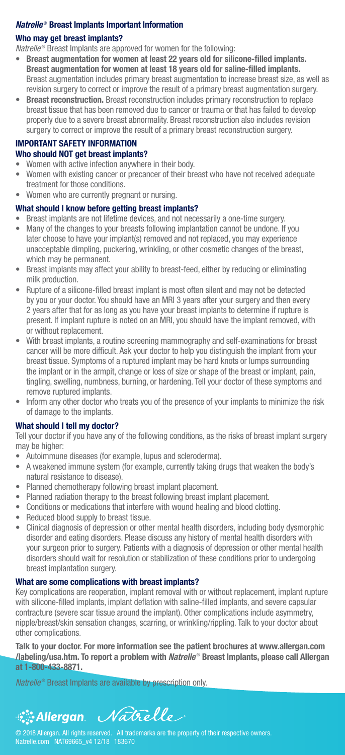## *Natrelle*® Breast Implants Important Information

### Who may get breast implants?

*Natrelle*® Breast Implants are approved for women for the following:

- **Breast augmentation for women at least 22 years old for silicone-filled implants. Breast augmentation for women at least 18 years old for saline-filled implants.** Breast augmentation includes primary breast augmentation to increase breast size, as well as revision surgery to correct or improve the result of a primary breast augmentation surgery.
- **Breast reconstruction.** Breast reconstruction includes primary reconstruction to replace breast tissue that has been removed due to cancer or trauma or that has failed to develop properly due to a severe breast abnormality. Breast reconstruction also includes revision surgery to correct or improve the result of a primary breast reconstruction surgery.

### IMPORTANT SAFETY INFORMATION

### Who should NOT get breast implants?

- Women with active infection anywhere in their body.
- Women with existing cancer or precancer of their breast who have not received adequate treatment for those conditions.
- Women who are currently pregnant or nursing.

### What should I know before getting breast implants?

- Breast implants are not lifetime devices, and not necessarily a one-time surgery.
- Many of the changes to your breasts following implantation cannot be undone. If you later choose to have your implant(s) removed and not replaced, you may experience unacceptable dimpling, puckering, wrinkling, or other cosmetic changes of the breast, which may be permanent.
- Breast implants may affect your ability to breast-feed, either by reducing or eliminating milk production.
- Rupture of a silicone-filled breast implant is most often silent and may not be detected by you or your doctor. You should have an MRI 3 years after your surgery and then every 2 years after that for as long as you have your breast implants to determine if rupture is present. If implant rupture is noted on an MRI, you should have the implant removed, with or without replacement.
- With breast implants, a routine screening mammography and self-examinations for breast cancer will be more difficult. Ask your doctor to help you distinguish the implant from your breast tissue. Symptoms of a ruptured implant may be hard knots or lumps surrounding the implant or in the armpit, change or loss of size or shape of the breast or implant, pain, tingling, swelling, numbness, burning, or hardening. Tell your doctor of these symptoms and remove ruptured implants.
- Inform any other doctor who treats you of the presence of your implants to minimize the risk of damage to the implants.

### What should I tell my doctor?

Tell your doctor if you have any of the following conditions, as the risks of breast implant surgery may be higher:

- Autoimmune diseases (for example, lupus and scleroderma).
- A weakened immune system (for example, currently taking drugs that weaken the body's natural resistance to disease).
- Planned chemotherapy following breast implant placement.
- Planned radiation therapy to the breast following breast implant placement.
- Conditions or medications that interfere with wound healing and blood clotting.
- Reduced blood supply to breast tissue.
- Clinical diagnosis of depression or other mental health disorders, including body dysmorphic disorder and eating disorders. Please discuss any history of mental health disorders with your surgeon prior to surgery. Patients with a diagnosis of depression or other mental health disorders should wait for resolution or stabilization of these conditions prior to undergoing breast implantation surgery.

### What are some complications with breast implants?

Key complications are reoperation, implant removal with or without replacement, implant rupture with silicone-filled implants, implant deflation with saline-filled implants, and severe capsular contracture (severe scar tissue around the implant). Other complications include asymmetry, nipple/breast/skin sensation changes, scarring, or wrinkling/rippling. Talk to your doctor about other complications.

**Talk to your doctor. For more information see the patient brochures at www.allergan.com/labeling/usa.htm. To report a problem with *Natrelle*® Breast Implants, please call Allergan at 1-800-433-8871.**

*Natrelle*® Breast Implants are available by prescription only.

Allergan. Natrelle.

© 2018 Allergan. All rights reserved. All trademarks are the property of their respective owners.
Natrelle.com NAT69665_v4 12/18 183670